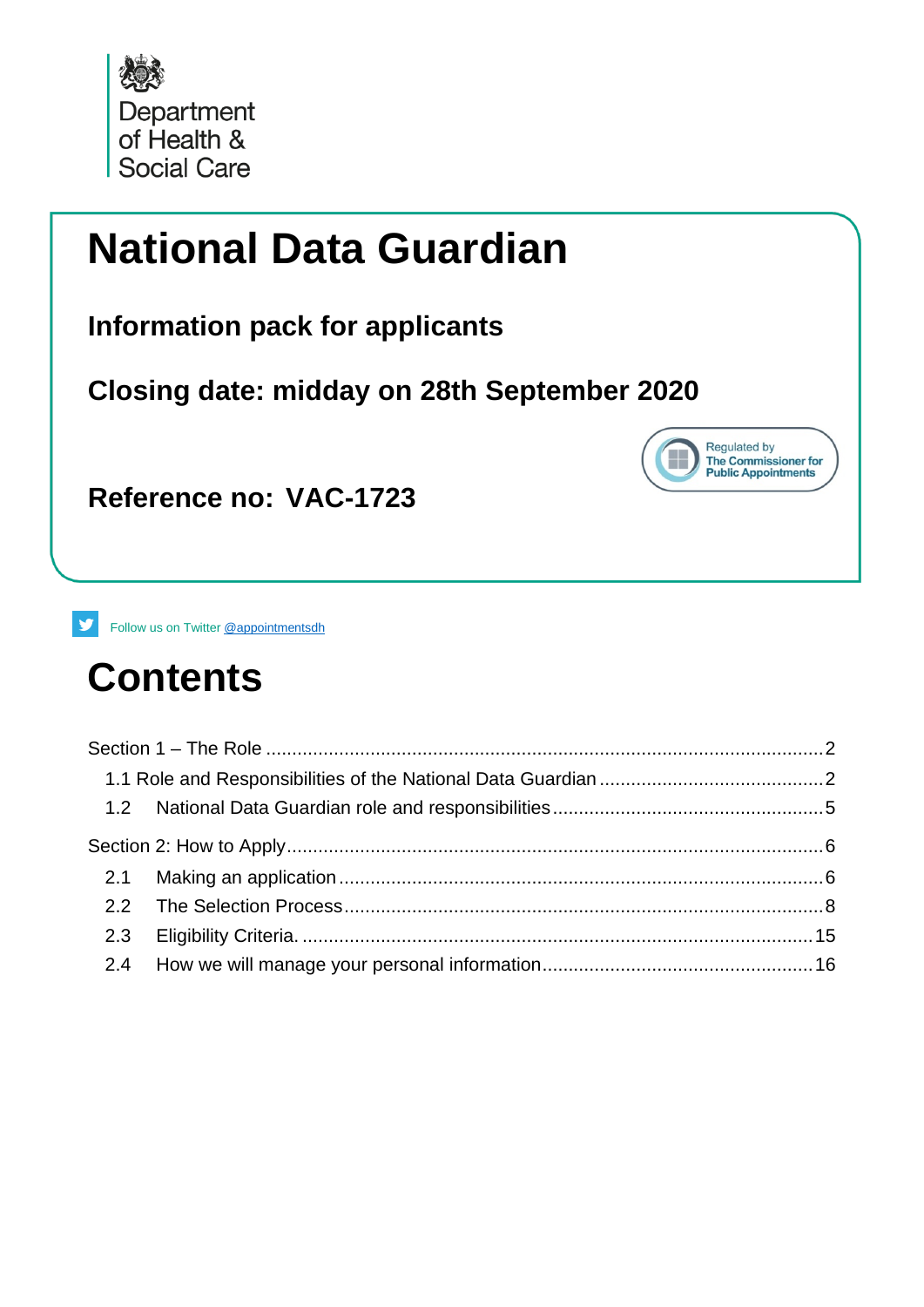Department of Health & Social Care

# National Data Guardian

## Information pack for applicants

## Closing date: midday on 28th September 2020

Regulated by The Commissioner for Public Appointments

## Reference no: VAC-1723

Follow us on Twitter @appointmentsdh

# Contents

Section 1 – The Role ..... 2

- 1.1 Role and Responsibilities of the National Data Guardian ..... 2
- 1.2 National Data Guardian role and responsibilities ..... 5

Section 2: How to Apply ..... 6

- 2.1 Making an application ..... 6
- 2.2 The Selection Process ..... 8
- 2.3 Eligibility Criteria. ..... 15
- 2.4 How we will manage your personal information ..... 16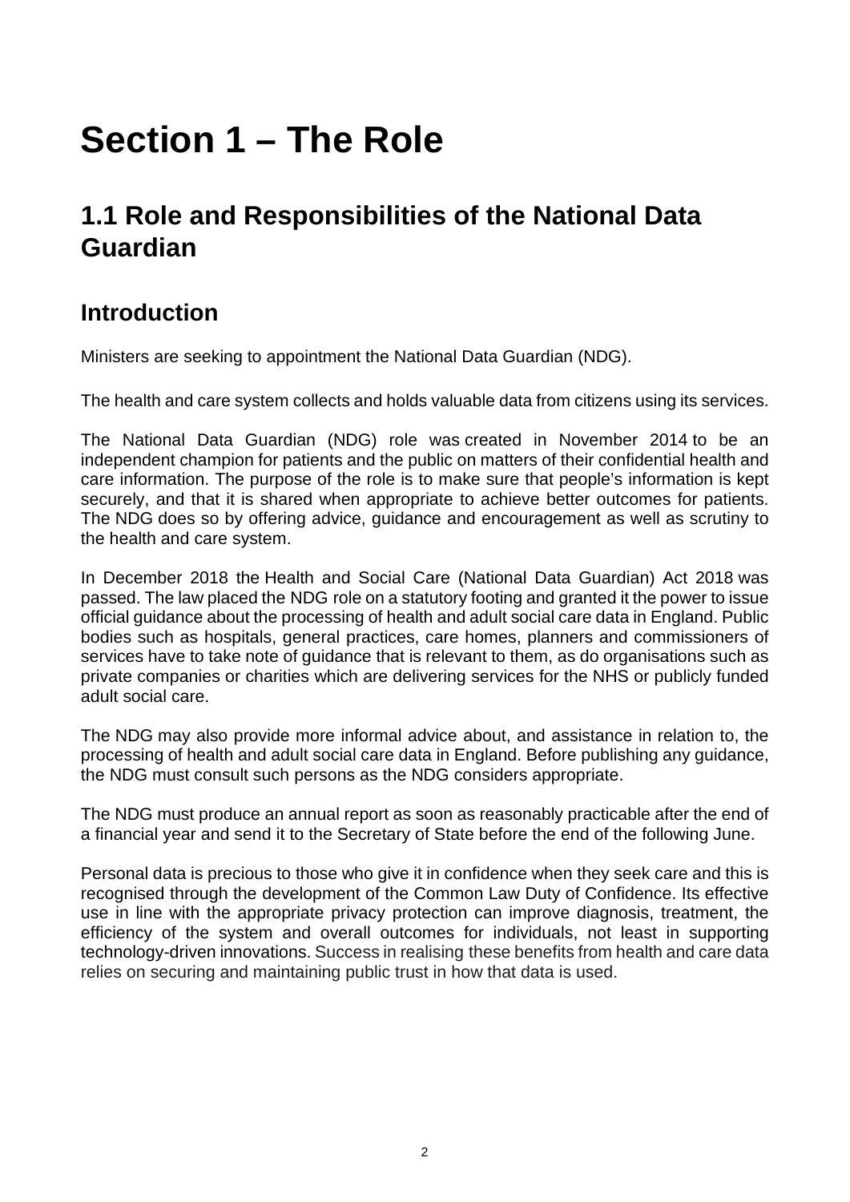# Section 1 – The Role

## 1.1 Role and Responsibilities of the National Data Guardian

### Introduction

Ministers are seeking to appointment the National Data Guardian (NDG).

The health and care system collects and holds valuable data from citizens using its services.

The National Data Guardian (NDG) role was created in November 2014 to be an independent champion for patients and the public on matters of their confidential health and care information. The purpose of the role is to make sure that people's information is kept securely, and that it is shared when appropriate to achieve better outcomes for patients. The NDG does so by offering advice, guidance and encouragement as well as scrutiny to the health and care system.

In December 2018 the Health and Social Care (National Data Guardian) Act 2018 was passed. The law placed the NDG role on a statutory footing and granted it the power to issue official guidance about the processing of health and adult social care data in England. Public bodies such as hospitals, general practices, care homes, planners and commissioners of services have to take note of guidance that is relevant to them, as do organisations such as private companies or charities which are delivering services for the NHS or publicly funded adult social care.

The NDG may also provide more informal advice about, and assistance in relation to, the processing of health and adult social care data in England. Before publishing any guidance, the NDG must consult such persons as the NDG considers appropriate.

The NDG must produce an annual report as soon as reasonably practicable after the end of a financial year and send it to the Secretary of State before the end of the following June.

Personal data is precious to those who give it in confidence when they seek care and this is recognised through the development of the Common Law Duty of Confidence. Its effective use in line with the appropriate privacy protection can improve diagnosis, treatment, the efficiency of the system and overall outcomes for individuals, not least in supporting technology-driven innovations. Success in realising these benefits from health and care data relies on securing and maintaining public trust in how that data is used.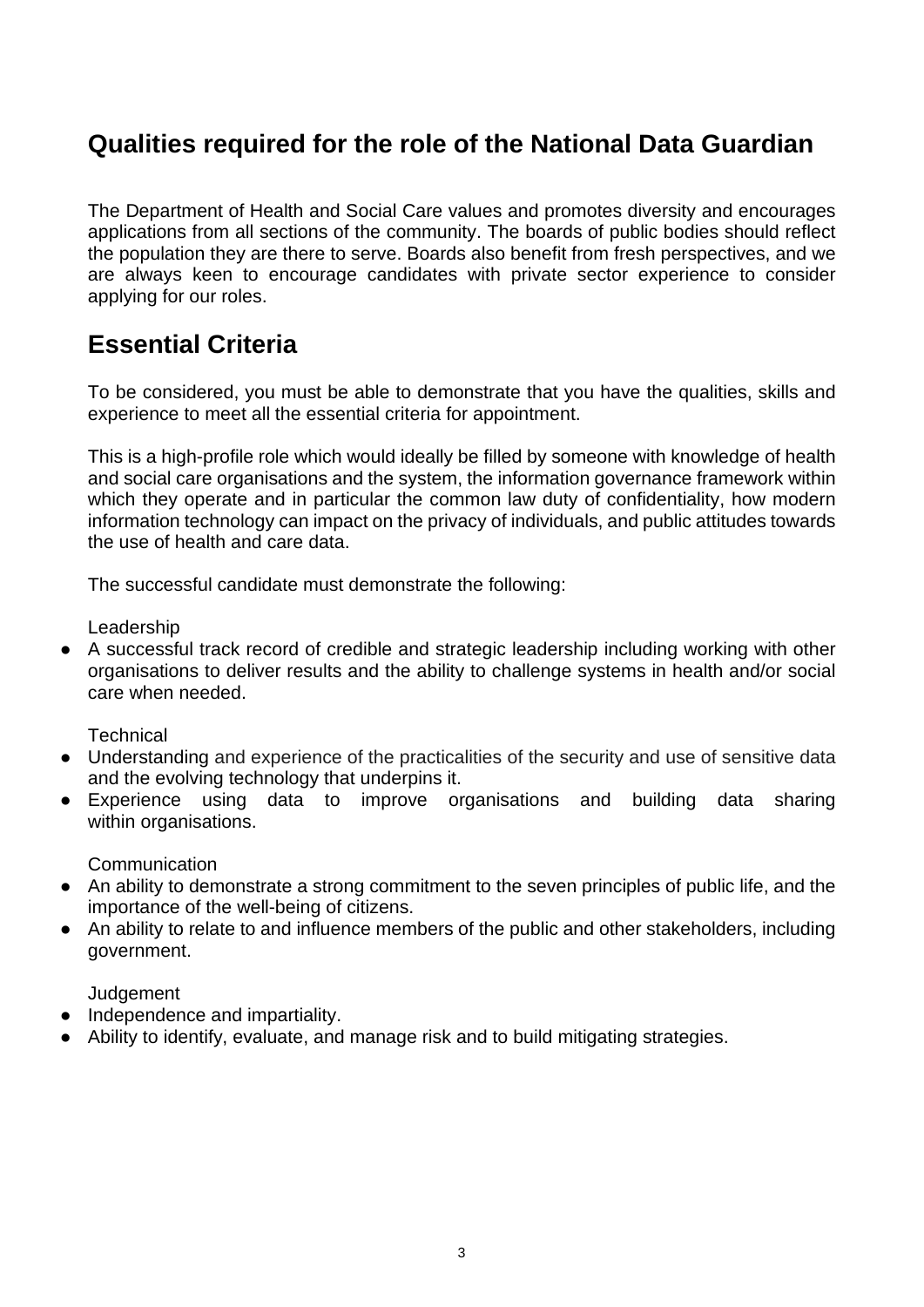## Qualities required for the role of the National Data Guardian

The Department of Health and Social Care values and promotes diversity and encourages applications from all sections of the community. The boards of public bodies should reflect the population they are there to serve. Boards also benefit from fresh perspectives, and we are always keen to encourage candidates with private sector experience to consider applying for our roles.

## Essential Criteria

To be considered, you must be able to demonstrate that you have the qualities, skills and experience to meet all the essential criteria for appointment.

This is a high-profile role which would ideally be filled by someone with knowledge of health and social care organisations and the system, the information governance framework within which they operate and in particular the common law duty of confidentiality, how modern information technology can impact on the privacy of individuals, and public attitudes towards the use of health and care data.

The successful candidate must demonstrate the following:

Leadership

- A successful track record of credible and strategic leadership including working with other organisations to deliver results and the ability to challenge systems in health and/or social care when needed.

Technical

- Understanding and experience of the practicalities of the security and use of sensitive data and the evolving technology that underpins it.
- Experience using data to improve organisations and building data sharing within organisations.

Communication

- An ability to demonstrate a strong commitment to the seven principles of public life, and the importance of the well-being of citizens.
- An ability to relate to and influence members of the public and other stakeholders, including government.

Judgement

- Independence and impartiality.
- Ability to identify, evaluate, and manage risk and to build mitigating strategies.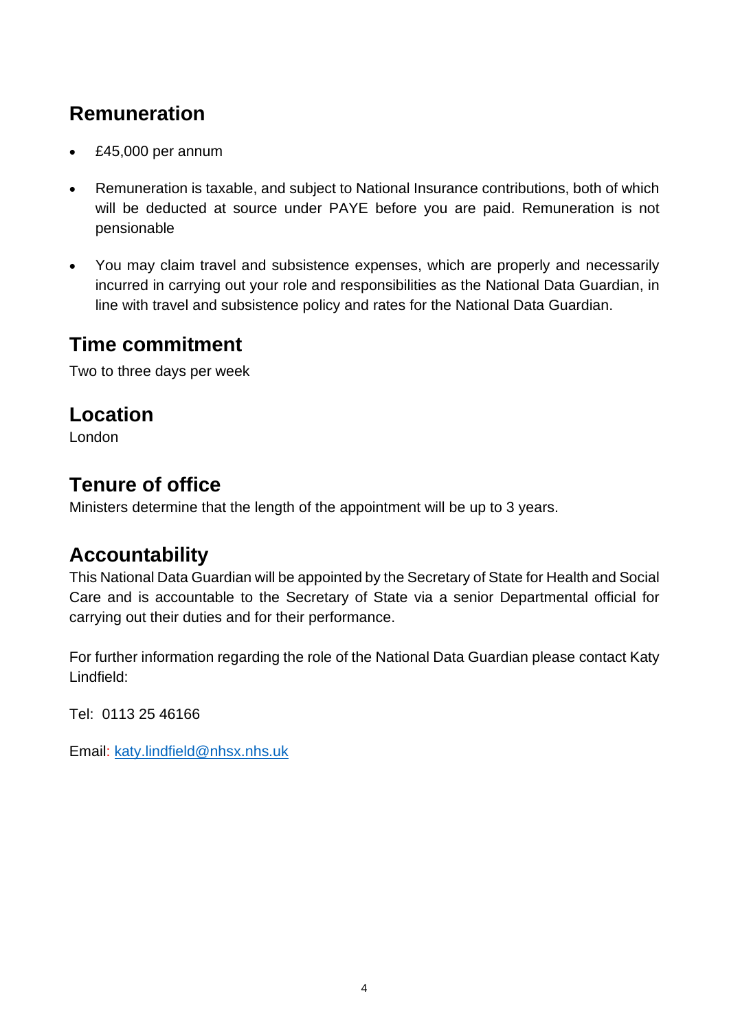## Remuneration

- £45,000 per annum
- Remuneration is taxable, and subject to National Insurance contributions, both of which will be deducted at source under PAYE before you are paid. Remuneration is not pensionable
- You may claim travel and subsistence expenses, which are properly and necessarily incurred in carrying out your role and responsibilities as the National Data Guardian, in line with travel and subsistence policy and rates for the National Data Guardian.

## Time commitment

Two to three days per week

## Location

London

## Tenure of office

Ministers determine that the length of the appointment will be up to 3 years.

## Accountability

This National Data Guardian will be appointed by the Secretary of State for Health and Social Care and is accountable to the Secretary of State via a senior Departmental official for carrying out their duties and for their performance.

For further information regarding the role of the National Data Guardian please contact Katy Lindfield:

Tel: 0113 25 46166

Email: katy.lindfield@nhsx.nhs.uk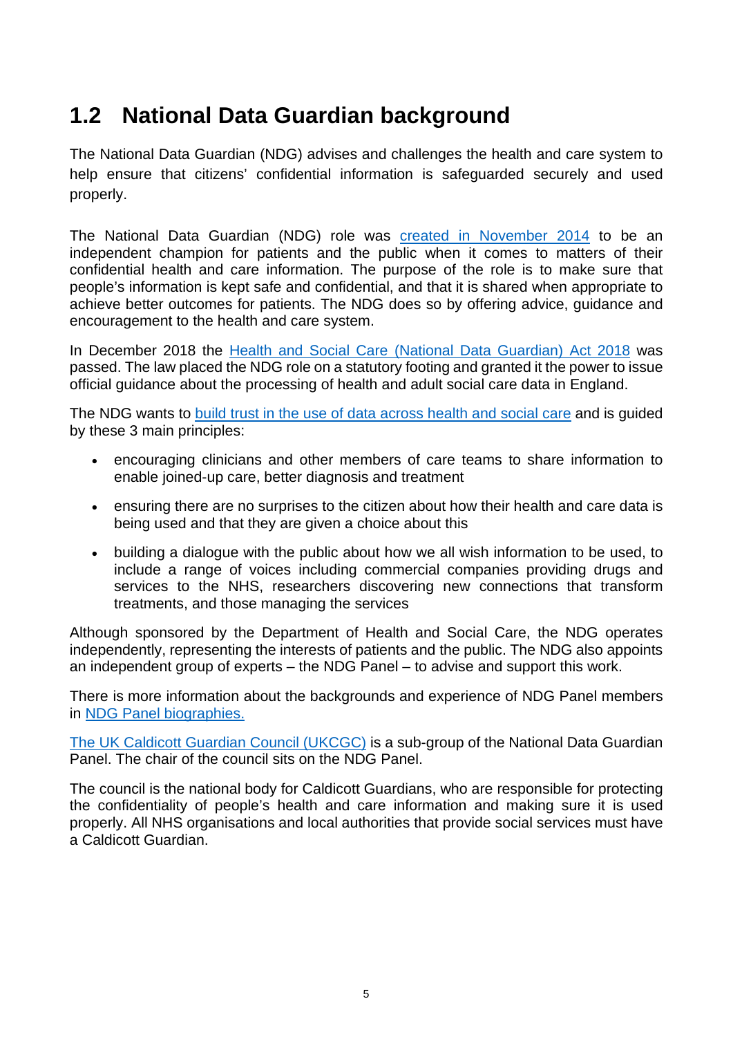## 1.2 National Data Guardian background

The National Data Guardian (NDG) advises and challenges the health and care system to help ensure that citizens' confidential information is safeguarded securely and used properly.

The National Data Guardian (NDG) role was created in November 2014 to be an independent champion for patients and the public when it comes to matters of their confidential health and care information. The purpose of the role is to make sure that people's information is kept safe and confidential, and that it is shared when appropriate to achieve better outcomes for patients. The NDG does so by offering advice, guidance and encouragement to the health and care system.

In December 2018 the Health and Social Care (National Data Guardian) Act 2018 was passed. The law placed the NDG role on a statutory footing and granted it the power to issue official guidance about the processing of health and adult social care data in England.

The NDG wants to build trust in the use of data across health and social care and is guided by these 3 main principles:

- encouraging clinicians and other members of care teams to share information to enable joined-up care, better diagnosis and treatment
- ensuring there are no surprises to the citizen about how their health and care data is being used and that they are given a choice about this
- building a dialogue with the public about how we all wish information to be used, to include a range of voices including commercial companies providing drugs and services to the NHS, researchers discovering new connections that transform treatments, and those managing the services

Although sponsored by the Department of Health and Social Care, the NDG operates independently, representing the interests of patients and the public. The NDG also appoints an independent group of experts – the NDG Panel – to advise and support this work.

There is more information about the backgrounds and experience of NDG Panel members in NDG Panel biographies.

The UK Caldicott Guardian Council (UKCGC) is a sub-group of the National Data Guardian Panel. The chair of the council sits on the NDG Panel.

The council is the national body for Caldicott Guardians, who are responsible for protecting the confidentiality of people's health and care information and making sure it is used properly. All NHS organisations and local authorities that provide social services must have a Caldicott Guardian.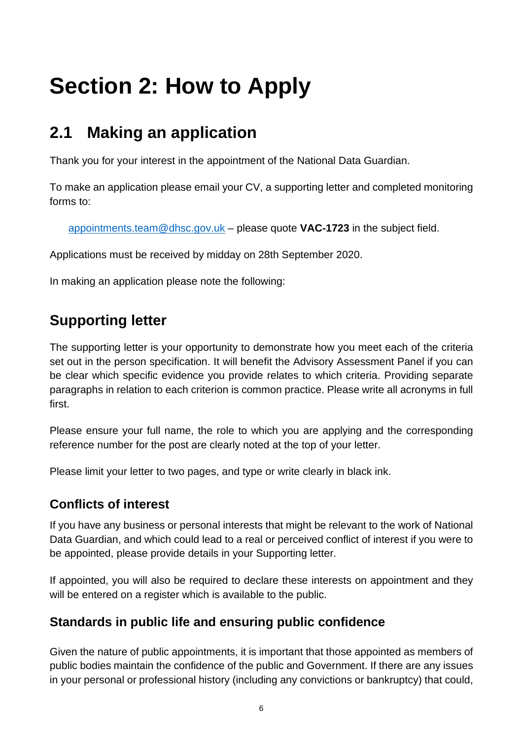# Section 2: How to Apply

## 2.1 Making an application

Thank you for your interest in the appointment of the National Data Guardian.

To make an application please email your CV, a supporting letter and completed monitoring forms to:

appointments.team@dhsc.gov.uk – please quote **VAC-1723** in the subject field.

Applications must be received by midday on 28th September 2020.

In making an application please note the following:

## Supporting letter

The supporting letter is your opportunity to demonstrate how you meet each of the criteria set out in the person specification. It will benefit the Advisory Assessment Panel if you can be clear which specific evidence you provide relates to which criteria. Providing separate paragraphs in relation to each criterion is common practice. Please write all acronyms in full first.

Please ensure your full name, the role to which you are applying and the corresponding reference number for the post are clearly noted at the top of your letter.

Please limit your letter to two pages, and type or write clearly in black ink.

### Conflicts of interest

If you have any business or personal interests that might be relevant to the work of National Data Guardian, and which could lead to a real or perceived conflict of interest if you were to be appointed, please provide details in your Supporting letter.

If appointed, you will also be required to declare these interests on appointment and they will be entered on a register which is available to the public.

### Standards in public life and ensuring public confidence

Given the nature of public appointments, it is important that those appointed as members of public bodies maintain the confidence of the public and Government. If there are any issues in your personal or professional history (including any convictions or bankruptcy) that could,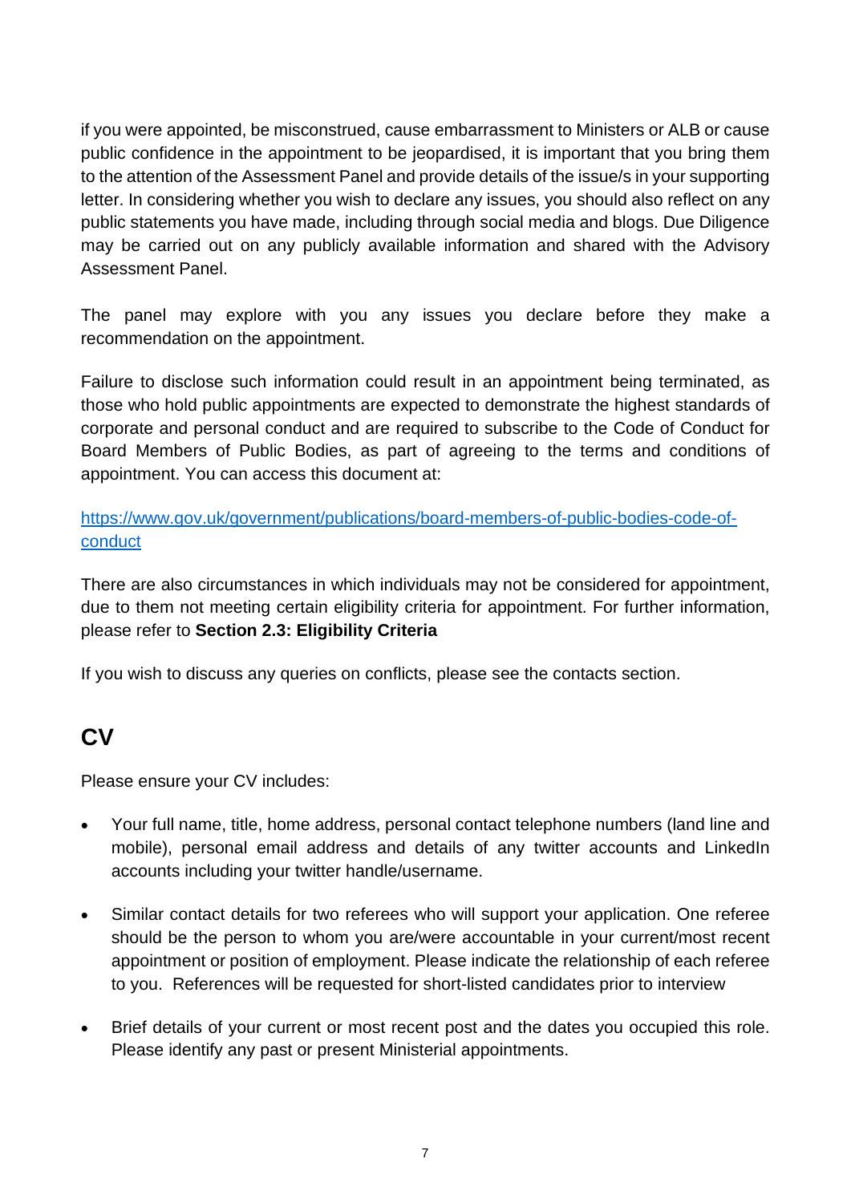if you were appointed, be misconstrued, cause embarrassment to Ministers or ALB or cause public confidence in the appointment to be jeopardised, it is important that you bring them to the attention of the Assessment Panel and provide details of the issue/s in your supporting letter. In considering whether you wish to declare any issues, you should also reflect on any public statements you have made, including through social media and blogs. Due Diligence may be carried out on any publicly available information and shared with the Advisory Assessment Panel.

The panel may explore with you any issues you declare before they make a recommendation on the appointment.

Failure to disclose such information could result in an appointment being terminated, as those who hold public appointments are expected to demonstrate the highest standards of corporate and personal conduct and are required to subscribe to the Code of Conduct for Board Members of Public Bodies, as part of agreeing to the terms and conditions of appointment. You can access this document at:

[https://www.gov.uk/government/publications/board-members-of-public-bodies-code-of-conduct](https://www.gov.uk/government/publications/board-members-of-public-bodies-code-of-conduct)

There are also circumstances in which individuals may not be considered for appointment, due to them not meeting certain eligibility criteria for appointment. For further information, please refer to **Section 2.3: Eligibility Criteria**

If you wish to discuss any queries on conflicts, please see the contacts section.

## CV

Please ensure your CV includes:

- Your full name, title, home address, personal contact telephone numbers (land line and mobile), personal email address and details of any twitter accounts and LinkedIn accounts including your twitter handle/username.
- Similar contact details for two referees who will support your application. One referee should be the person to whom you are/were accountable in your current/most recent appointment or position of employment. Please indicate the relationship of each referee to you. References will be requested for short-listed candidates prior to interview
- Brief details of your current or most recent post and the dates you occupied this role. Please identify any past or present Ministerial appointments.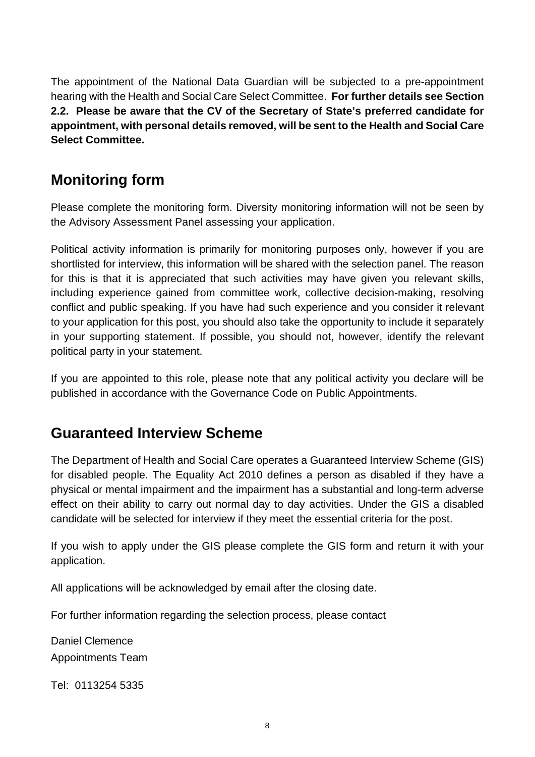The appointment of the National Data Guardian will be subjected to a pre-appointment hearing with the Health and Social Care Select Committee. **For further details see Section 2.2. Please be aware that the CV of the Secretary of State's preferred candidate for appointment, with personal details removed, will be sent to the Health and Social Care Select Committee.**

## Monitoring form

Please complete the monitoring form. Diversity monitoring information will not be seen by the Advisory Assessment Panel assessing your application.

Political activity information is primarily for monitoring purposes only, however if you are shortlisted for interview, this information will be shared with the selection panel. The reason for this is that it is appreciated that such activities may have given you relevant skills, including experience gained from committee work, collective decision-making, resolving conflict and public speaking. If you have had such experience and you consider it relevant to your application for this post, you should also take the opportunity to include it separately in your supporting statement. If possible, you should not, however, identify the relevant political party in your statement.

If you are appointed to this role, please note that any political activity you declare will be published in accordance with the Governance Code on Public Appointments.

## Guaranteed Interview Scheme

The Department of Health and Social Care operates a Guaranteed Interview Scheme (GIS) for disabled people. The Equality Act 2010 defines a person as disabled if they have a physical or mental impairment and the impairment has a substantial and long-term adverse effect on their ability to carry out normal day to day activities. Under the GIS a disabled candidate will be selected for interview if they meet the essential criteria for the post.

If you wish to apply under the GIS please complete the GIS form and return it with your application.

All applications will be acknowledged by email after the closing date.

For further information regarding the selection process, please contact

Daniel Clemence
Appointments Team

Tel: 0113254 5335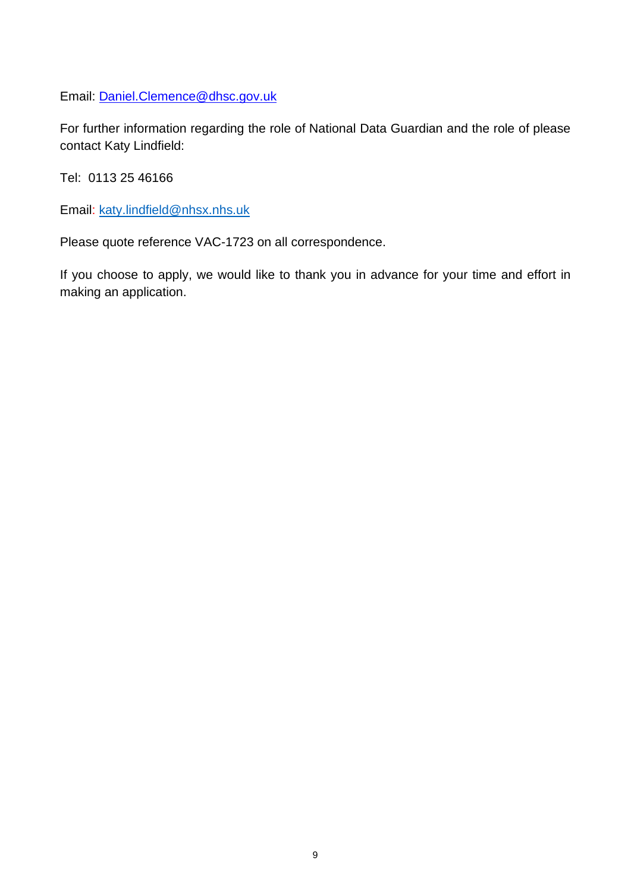Email: Daniel.Clemence@dhsc.gov.uk

For further information regarding the role of National Data Guardian and the role of please contact Katy Lindfield:

Tel:  0113 25 46166

Email: katy.lindfield@nhsx.nhs.uk

Please quote reference VAC-1723 on all correspondence.

If you choose to apply, we would like to thank you in advance for your time and effort in making an application.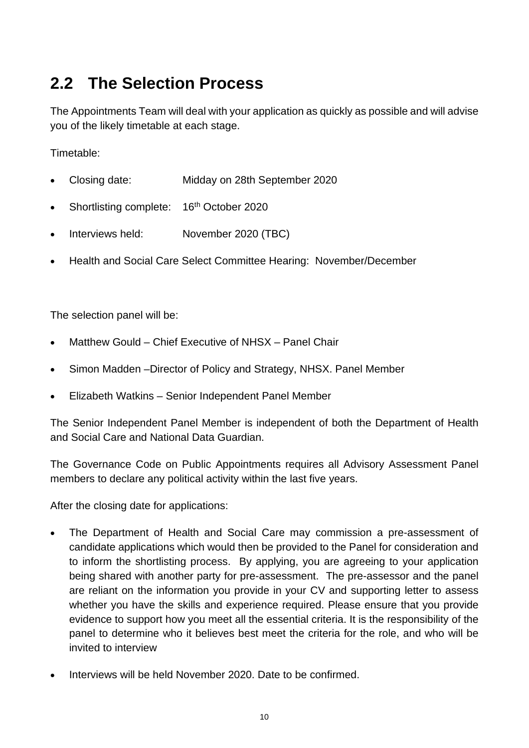## 2.2 The Selection Process

The Appointments Team will deal with your application as quickly as possible and will advise you of the likely timetable at each stage.

Timetable:

- Closing date: Midday on 28th September 2020
- Shortlisting complete: 16th October 2020
- Interviews held: November 2020 (TBC)
- Health and Social Care Select Committee Hearing: November/December

The selection panel will be:

- Matthew Gould – Chief Executive of NHSX – Panel Chair
- Simon Madden –Director of Policy and Strategy, NHSX. Panel Member
- Elizabeth Watkins – Senior Independent Panel Member

The Senior Independent Panel Member is independent of both the Department of Health and Social Care and National Data Guardian.

The Governance Code on Public Appointments requires all Advisory Assessment Panel members to declare any political activity within the last five years.

After the closing date for applications:

- The Department of Health and Social Care may commission a pre-assessment of candidate applications which would then be provided to the Panel for consideration and to inform the shortlisting process. By applying, you are agreeing to your application being shared with another party for pre-assessment. The pre-assessor and the panel are reliant on the information you provide in your CV and supporting letter to assess whether you have the skills and experience required. Please ensure that you provide evidence to support how you meet all the essential criteria. It is the responsibility of the panel to determine who it believes best meet the criteria for the role, and who will be invited to interview
- Interviews will be held November 2020. Date to be confirmed.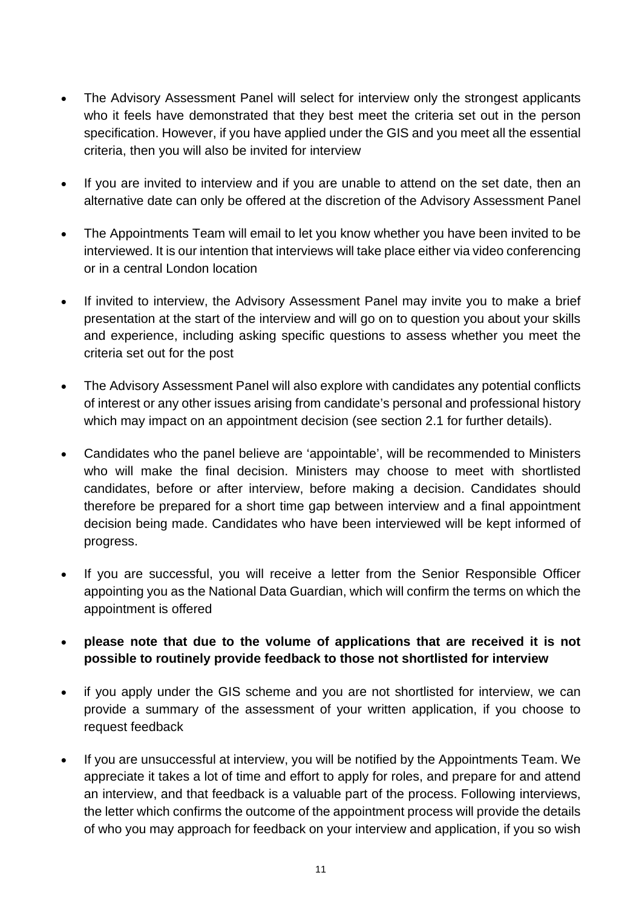- The Advisory Assessment Panel will select for interview only the strongest applicants who it feels have demonstrated that they best meet the criteria set out in the person specification. However, if you have applied under the GIS and you meet all the essential criteria, then you will also be invited for interview

- If you are invited to interview and if you are unable to attend on the set date, then an alternative date can only be offered at the discretion of the Advisory Assessment Panel

- The Appointments Team will email to let you know whether you have been invited to be interviewed. It is our intention that interviews will take place either via video conferencing or in a central London location

- If invited to interview, the Advisory Assessment Panel may invite you to make a brief presentation at the start of the interview and will go on to question you about your skills and experience, including asking specific questions to assess whether you meet the criteria set out for the post

- The Advisory Assessment Panel will also explore with candidates any potential conflicts of interest or any other issues arising from candidate's personal and professional history which may impact on an appointment decision (see section 2.1 for further details).

- Candidates who the panel believe are 'appointable', will be recommended to Ministers who will make the final decision. Ministers may choose to meet with shortlisted candidates, before or after interview, before making a decision. Candidates should therefore be prepared for a short time gap between interview and a final appointment decision being made. Candidates who have been interviewed will be kept informed of progress.

- If you are successful, you will receive a letter from the Senior Responsible Officer appointing you as the National Data Guardian, which will confirm the terms on which the appointment is offered

- **please note that due to the volume of applications that are received it is not possible to routinely provide feedback to those not shortlisted for interview**

- if you apply under the GIS scheme and you are not shortlisted for interview, we can provide a summary of the assessment of your written application, if you choose to request feedback

- If you are unsuccessful at interview, you will be notified by the Appointments Team. We appreciate it takes a lot of time and effort to apply for roles, and prepare for and attend an interview, and that feedback is a valuable part of the process. Following interviews, the letter which confirms the outcome of the appointment process will provide the details of who you may approach for feedback on your interview and application, if you so wish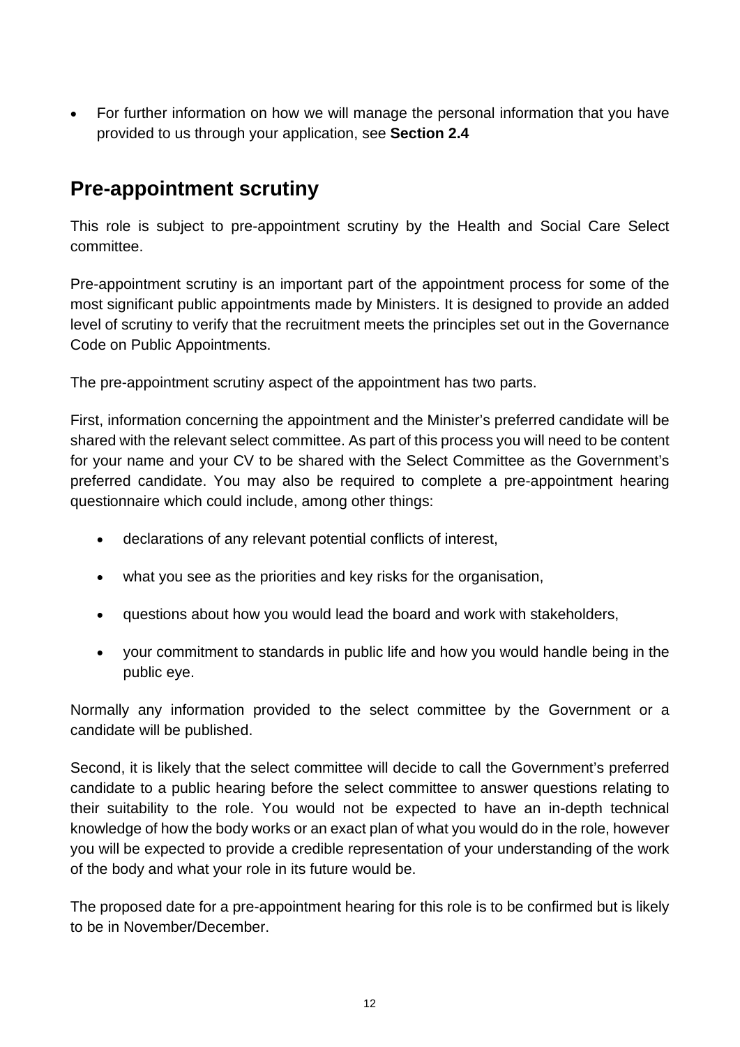- For further information on how we will manage the personal information that you have provided to us through your application, see **Section 2.4**

## Pre-appointment scrutiny

This role is subject to pre-appointment scrutiny by the Health and Social Care Select committee.

Pre-appointment scrutiny is an important part of the appointment process for some of the most significant public appointments made by Ministers. It is designed to provide an added level of scrutiny to verify that the recruitment meets the principles set out in the Governance Code on Public Appointments.

The pre-appointment scrutiny aspect of the appointment has two parts.

First, information concerning the appointment and the Minister's preferred candidate will be shared with the relevant select committee. As part of this process you will need to be content for your name and your CV to be shared with the Select Committee as the Government's preferred candidate. You may also be required to complete a pre-appointment hearing questionnaire which could include, among other things:

- declarations of any relevant potential conflicts of interest,
- what you see as the priorities and key risks for the organisation,
- questions about how you would lead the board and work with stakeholders,
- your commitment to standards in public life and how you would handle being in the public eye.

Normally any information provided to the select committee by the Government or a candidate will be published.

Second, it is likely that the select committee will decide to call the Government's preferred candidate to a public hearing before the select committee to answer questions relating to their suitability to the role. You would not be expected to have an in-depth technical knowledge of how the body works or an exact plan of what you would do in the role, however you will be expected to provide a credible representation of your understanding of the work of the body and what your role in its future would be.

The proposed date for a pre-appointment hearing for this role is to be confirmed but is likely to be in November/December.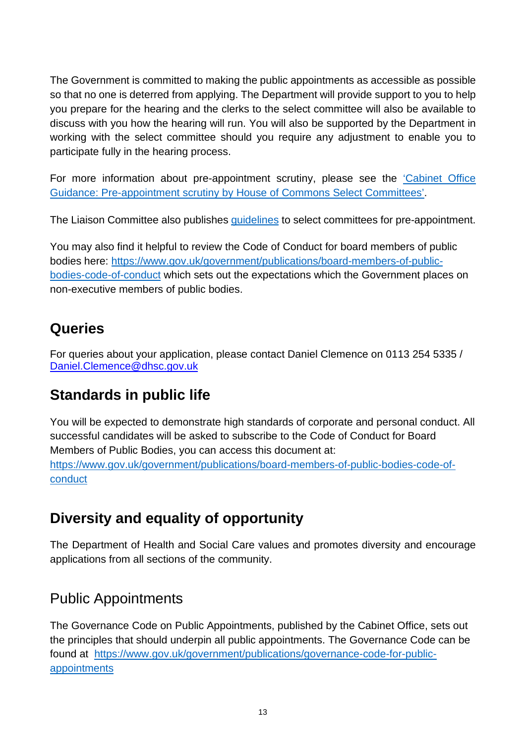The Government is committed to making the public appointments as accessible as possible so that no one is deterred from applying. The Department will provide support to you to help you prepare for the hearing and the clerks to the select committee will also be available to discuss with you how the hearing will run. You will also be supported by the Department in working with the select committee should you require any adjustment to enable you to participate fully in the hearing process.

For more information about pre-appointment scrutiny, please see the [‘Cabinet Office Guidance: Pre-appointment scrutiny by House of Commons Select Committees’](#).

The Liaison Committee also publishes [guidelines](#) to select committees for pre-appointment.

You may also find it helpful to review the Code of Conduct for board members of public bodies here: [https://www.gov.uk/government/publications/board-members-of-public-bodies-code-of-conduct](https://www.gov.uk/government/publications/board-members-of-public-bodies-code-of-conduct) which sets out the expectations which the Government places on non-executive members of public bodies.

## Queries

For queries about your application, please contact Daniel Clemence on 0113 254 5335 / [Daniel.Clemence@dhsc.gov.uk](mailto:Daniel.Clemence@dhsc.gov.uk)

## Standards in public life

You will be expected to demonstrate high standards of corporate and personal conduct. All successful candidates will be asked to subscribe to the Code of Conduct for Board Members of Public Bodies, you can access this document at: [https://www.gov.uk/government/publications/board-members-of-public-bodies-code-of-conduct](https://www.gov.uk/government/publications/board-members-of-public-bodies-code-of-conduct)

## Diversity and equality of opportunity

The Department of Health and Social Care values and promotes diversity and encourage applications from all sections of the community.

## Public Appointments

The Governance Code on Public Appointments, published by the Cabinet Office, sets out the principles that should underpin all public appointments. The Governance Code can be found at [https://www.gov.uk/government/publications/governance-code-for-public-appointments](https://www.gov.uk/government/publications/governance-code-for-public-appointments)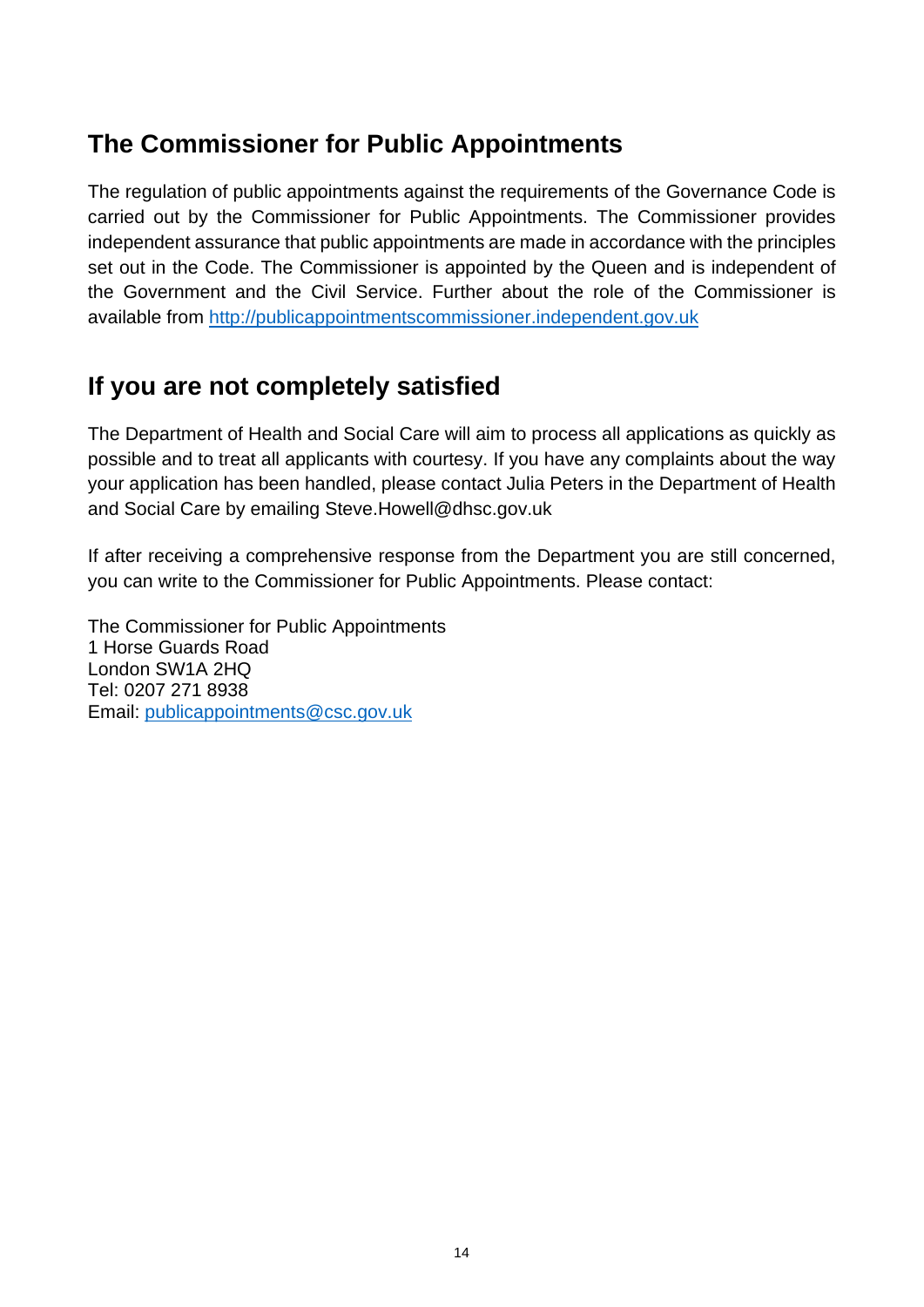## The Commissioner for Public Appointments

The regulation of public appointments against the requirements of the Governance Code is carried out by the Commissioner for Public Appointments. The Commissioner provides independent assurance that public appointments are made in accordance with the principles set out in the Code. The Commissioner is appointed by the Queen and is independent of the Government and the Civil Service. Further about the role of the Commissioner is available from [http://publicappointmentscommissioner.independent.gov.uk](http://publicappointmentscommissioner.independent.gov.uk)

## If you are not completely satisfied

The Department of Health and Social Care will aim to process all applications as quickly as possible and to treat all applicants with courtesy. If you have any complaints about the way your application has been handled, please contact Julia Peters in the Department of Health and Social Care by emailing Steve.Howell@dhsc.gov.uk

If after receiving a comprehensive response from the Department you are still concerned, you can write to the Commissioner for Public Appointments. Please contact:

The Commissioner for Public Appointments
1 Horse Guards Road
London SW1A 2HQ
Tel: 0207 271 8938
Email: [publicappointments@csc.gov.uk](mailto:publicappointments@csc.gov.uk)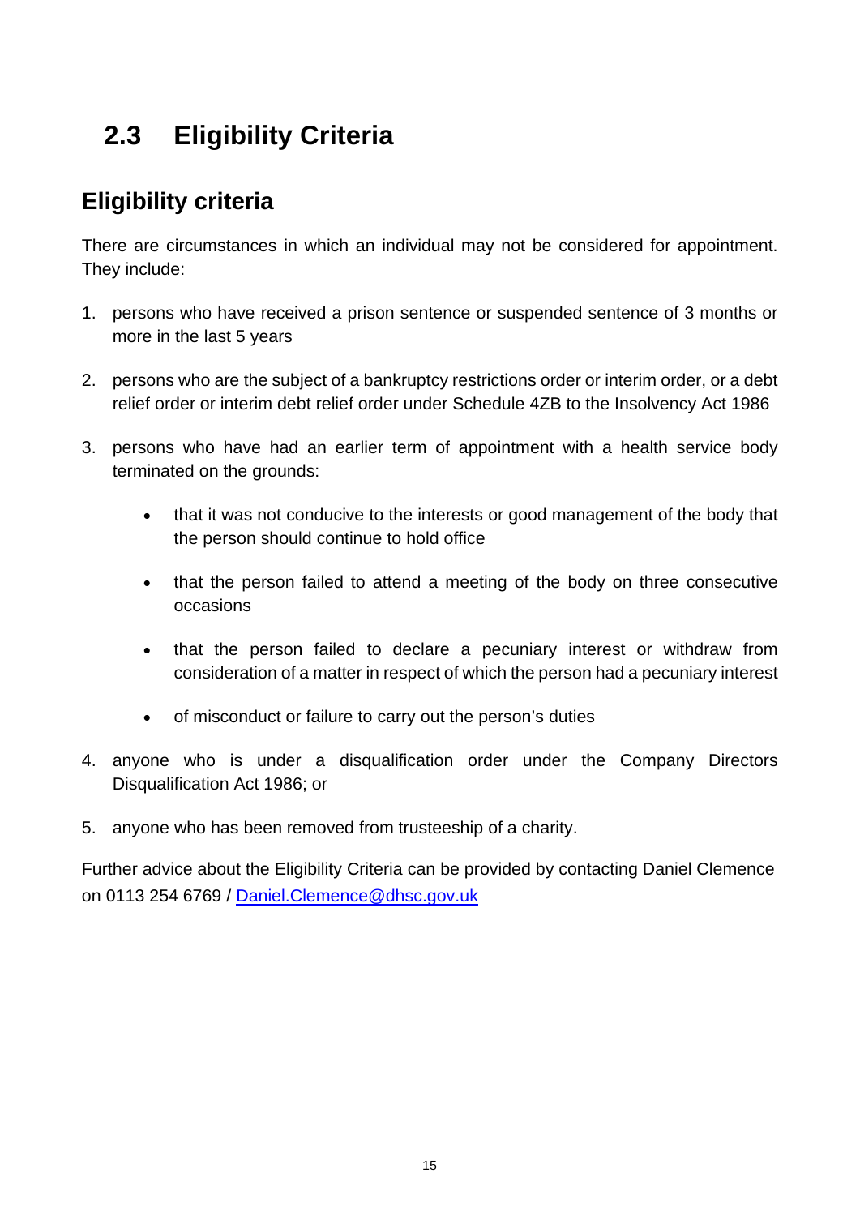# 2.3 Eligibility Criteria

## Eligibility criteria

There are circumstances in which an individual may not be considered for appointment. They include:

1. persons who have received a prison sentence or suspended sentence of 3 months or more in the last 5 years
2. persons who are the subject of a bankruptcy restrictions order or interim order, or a debt relief order or interim debt relief order under Schedule 4ZB to the Insolvency Act 1986
3. persons who have had an earlier term of appointment with a health service body terminated on the grounds:
    - that it was not conducive to the interests or good management of the body that the person should continue to hold office
    - that the person failed to attend a meeting of the body on three consecutive occasions
    - that the person failed to declare a pecuniary interest or withdraw from consideration of a matter in respect of which the person had a pecuniary interest
    - of misconduct or failure to carry out the person's duties
4. anyone who is under a disqualification order under the Company Directors Disqualification Act 1986; or
5. anyone who has been removed from trusteeship of a charity.

Further advice about the Eligibility Criteria can be provided by contacting Daniel Clemence on 0113 254 6769 / [Daniel.Clemence@dhsc.gov.uk](mailto:Daniel.Clemence@dhsc.gov.uk)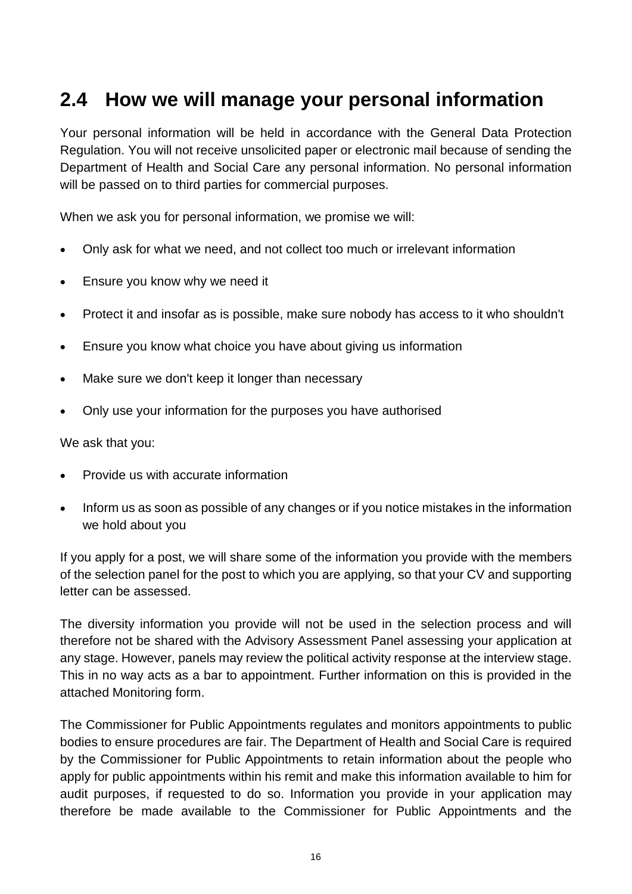## 2.4 How we will manage your personal information

Your personal information will be held in accordance with the General Data Protection Regulation. You will not receive unsolicited paper or electronic mail because of sending the Department of Health and Social Care any personal information. No personal information will be passed on to third parties for commercial purposes.

When we ask you for personal information, we promise we will:

- Only ask for what we need, and not collect too much or irrelevant information
- Ensure you know why we need it
- Protect it and insofar as is possible, make sure nobody has access to it who shouldn't
- Ensure you know what choice you have about giving us information
- Make sure we don't keep it longer than necessary
- Only use your information for the purposes you have authorised

We ask that you:

- Provide us with accurate information
- Inform us as soon as possible of any changes or if you notice mistakes in the information we hold about you

If you apply for a post, we will share some of the information you provide with the members of the selection panel for the post to which you are applying, so that your CV and supporting letter can be assessed.

The diversity information you provide will not be used in the selection process and will therefore not be shared with the Advisory Assessment Panel assessing your application at any stage. However, panels may review the political activity response at the interview stage. This in no way acts as a bar to appointment. Further information on this is provided in the attached Monitoring form.

The Commissioner for Public Appointments regulates and monitors appointments to public bodies to ensure procedures are fair. The Department of Health and Social Care is required by the Commissioner for Public Appointments to retain information about the people who apply for public appointments within his remit and make this information available to him for audit purposes, if requested to do so. Information you provide in your application may therefore be made available to the Commissioner for Public Appointments and the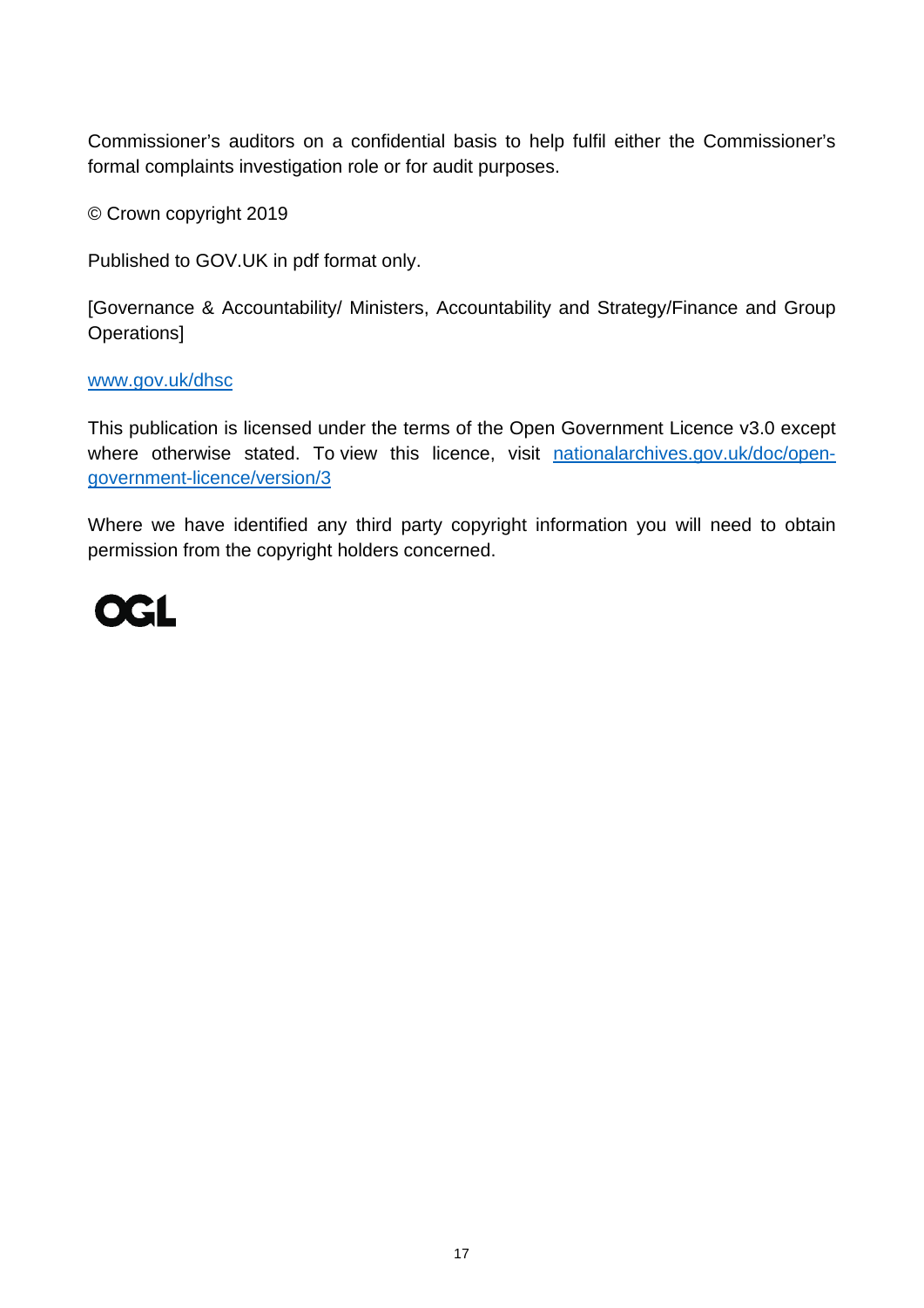Commissioner's auditors on a confidential basis to help fulfil either the Commissioner's formal complaints investigation role or for audit purposes.

© Crown copyright 2019

Published to GOV.UK in pdf format only.

[Governance & Accountability/ Ministers, Accountability and Strategy/Finance and Group Operations]

[www.gov.uk/dhsc](http://www.gov.uk/dhsc)

This publication is licensed under the terms of the Open Government Licence v3.0 except where otherwise stated. To view this licence, visit [nationalarchives.gov.uk/doc/open-government-licence/version/3](http://nationalarchives.gov.uk/doc/open-government-licence/version/3)

Where we have identified any third party copyright information you will need to obtain permission from the copyright holders concerned.

OGL